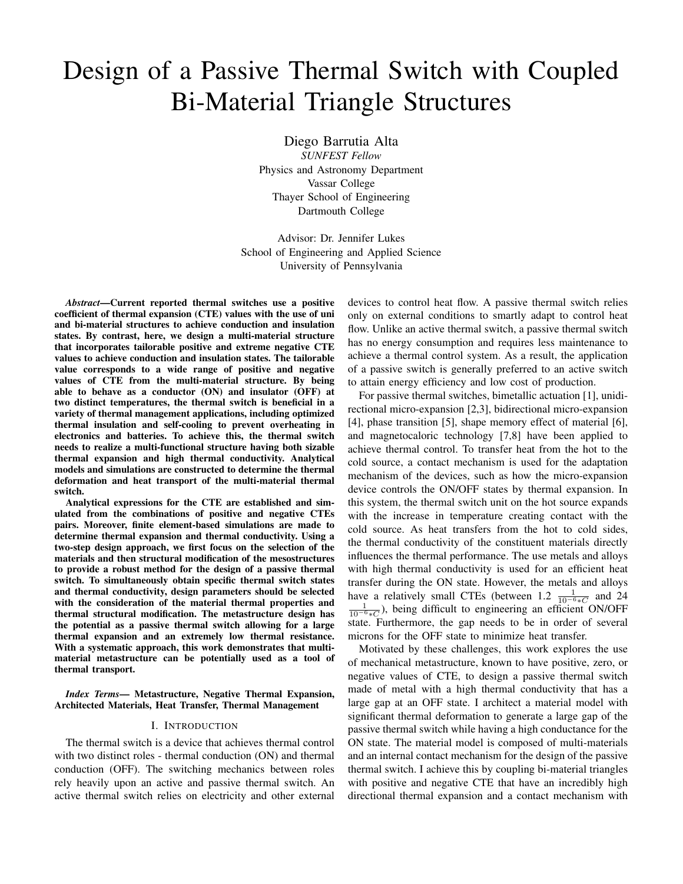# Design of a Passive Thermal Switch with Coupled Bi-Material Triangle Structures

Diego Barrutia Alta
*SUNFEST Fellow*
Physics and Astronomy Department
Vassar College
Thayer School of Engineering
Dartmouth College

Advisor: Dr. Jennifer Lukes
School of Engineering and Applied Science
University of Pennsylvania

***Abstract*—Current reported thermal switches use a positive coefficient of thermal expansion (CTE) values with the use of uni and bi-material structures to achieve conduction and insulation states. By contrast, here, we design a multi-material structure that incorporates tailorable positive and extreme negative CTE values to achieve conduction and insulation states. The tailorable value corresponds to a wide range of positive and negative values of CTE from the multi-material structure. By being able to behave as a conductor (ON) and insulator (OFF) at two distinct temperatures, the thermal switch is beneficial in a variety of thermal management applications, including optimized thermal insulation and self-cooling to prevent overheating in electronics and batteries. To achieve this, the thermal switch needs to realize a multi-functional structure having both sizable thermal expansion and high thermal conductivity. Analytical models and simulations are constructed to determine the thermal deformation and heat transport of the multi-material thermal switch.**

**Analytical expressions for the CTE are established and simulated from the combinations of positive and negative CTEs pairs. Moreover, finite element-based simulations are made to determine thermal expansion and thermal conductivity. Using a two-step design approach, we first focus on the selection of the materials and then structural modification of the mesostructures to provide a robust method for the design of a passive thermal switch. To simultaneously obtain specific thermal switch states and thermal conductivity, design parameters should be selected with the consideration of the material thermal properties and thermal structural modification. The metastructure design has the potential as a passive thermal switch allowing for a large thermal expansion and an extremely low thermal resistance. With a systematic approach, this work demonstrates that multi-material metastructure can be potentially used as a tool of thermal transport.**

***Index Terms*— Metastructure, Negative Thermal Expansion, Architected Materials, Heat Transfer, Thermal Management**

## I. Introduction

The thermal switch is a device that achieves thermal control with two distinct roles - thermal conduction (ON) and thermal conduction (OFF). The switching mechanics between roles rely heavily upon an active and passive thermal switch. An active thermal switch relies on electricity and other external devices to control heat flow. A passive thermal switch relies only on external conditions to smartly adapt to control heat flow. Unlike an active thermal switch, a passive thermal switch has no energy consumption and requires less maintenance to achieve a thermal control system. As a result, the application of a passive switch is generally preferred to an active switch to attain energy efficiency and low cost of production.

For passive thermal switches, bimetallic actuation [1], unidirectional micro-expansion [2,3], bidirectional micro-expansion [4], phase transition [5], shape memory effect of material [6], and magnetocaloric technology [7,8] have been applied to achieve thermal control. To transfer heat from the hot to the cold source, a contact mechanism is used for the adaptation mechanism of the devices, such as how the micro-expansion device controls the ON/OFF states by thermal expansion. In this system, the thermal switch unit on the hot source expands with the increase in temperature creating contact with the cold source. As heat transfers from the hot to cold sides, the thermal conductivity of the constituent materials directly influences the thermal performance. The use metals and alloys with high thermal conductivity is used for an efficient heat transfer during the ON state. However, the metals and alloys have a relatively small CTEs (between 1.2 $\frac{1}{10^{-6}*C}$ and 24 $\frac{1}{10^{-6}*C}$), being difficult to engineering an efficient ON/OFF state. Furthermore, the gap needs to be in order of several microns for the OFF state to minimize heat transfer.

Motivated by these challenges, this work explores the use of mechanical metastructure, known to have positive, zero, or negative values of CTE, to design a passive thermal switch made of metal with a high thermal conductivity that has a large gap at an OFF state. I architect a material model with significant thermal deformation to generate a large gap of the passive thermal switch while having a high conductance for the ON state. The material model is composed of multi-materials and an internal contact mechanism for the design of the passive thermal switch. I achieve this by coupling bi-material triangles with positive and negative CTE that have an incredibly high directional thermal expansion and a contact mechanism with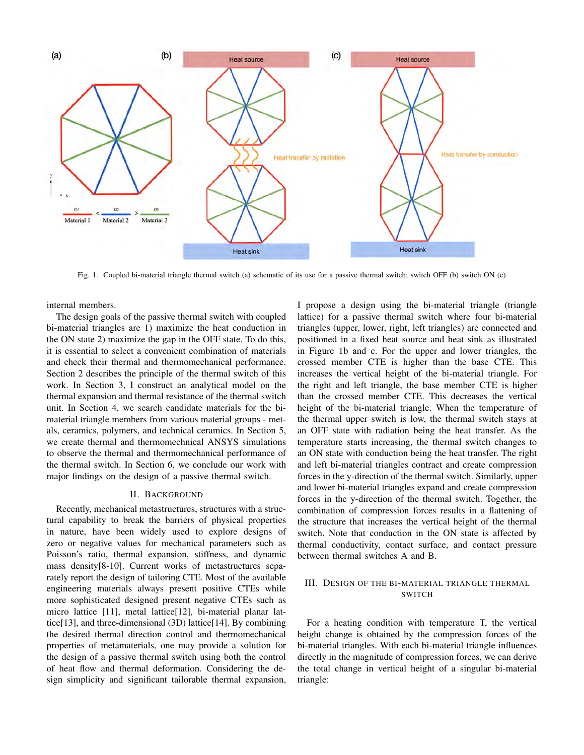Fig. 1. Coupled bi-material triangle thermal switch (a) schematic of its use for a passive thermal switch; switch OFF (b) switch ON (c)

internal members.

The design goals of the passive thermal switch with coupled bi-material triangles are 1) maximize the heat conduction in the ON state 2) maximize the gap in the OFF state. To do this, it is essential to select a convenient combination of materials and check their thermal and thermomechanical performance. Section 2 describes the principle of the thermal switch of this work. In Section 3, I construct an analytical model on the thermal expansion and thermal resistance of the thermal switch unit. In Section 4, we search candidate materials for the bi-material triangle members from various material groups - metals, ceramics, polymers, and technical ceramics. In Section 5, we create thermal and thermomechnical ANSYS simulations to observe the thermal and thermomechanical performance of the thermal switch. In Section 6, we conclude our work with major findings on the design of a passive thermal switch.

## II. Background

Recently, mechanical metastructures, structures with a structural capability to break the barriers of physical properties in nature, have been widely used to explore designs of zero or negative values for mechanical parameters such as Poisson's ratio, thermal expansion, stiffness, and dynamic mass density[8-10]. Current works of metastructures separately report the design of tailoring CTE. Most of the available engineering materials always present positive CTEs while more sophisticated designed present negative CTEs such as micro lattice [11], metal lattice[12], bi-material planar lattice[13], and three-dimensional (3D) lattice[14]. By combining the desired thermal direction control and thermomechanical properties of metamaterials, one may provide a solution for the design of a passive thermal switch using both the control of heat flow and thermal deformation. Considering the design simplicity and significant tailorable thermal expansion, I propose a design using the bi-material triangle (triangle lattice) for a passive thermal switch where four bi-material triangles (upper, lower, right, left triangles) are connected and positioned in a fixed heat source and heat sink as illustrated in Figure 1b and c. For the upper and lower triangles, the crossed member CTE is higher than the base CTE. This increases the vertical height of the bi-material triangle. For the right and left triangle, the base member CTE is higher than the crossed member CTE. This decreases the vertical height of the bi-material triangle. When the temperature of the thermal upper switch is low, the thermal switch stays at an OFF state with radiation being the heat transfer. As the temperature starts increasing, the thermal switch changes to an ON state with conduction being the heat transfer. The right and left bi-material triangles contract and create compression forces in the y-direction of the thermal switch. Similarly, upper and lower bi-material triangles expand and create compression forces in the y-direction of the thermal switch. Together, the combination of compression forces results in a flattening of the structure that increases the vertical height of the thermal switch. Note that conduction in the ON state is affected by thermal conductivity, contact surface, and contact pressure between thermal switches A and B.

## III. Design of the Bi-Material Triangle Thermal Switch

For a heating condition with temperature T, the vertical height change is obtained by the compression forces of the bi-material triangles. With each bi-material triangle influences directly in the magnitude of compression forces, we can derive the total change in vertical height of a singular bi-material triangle: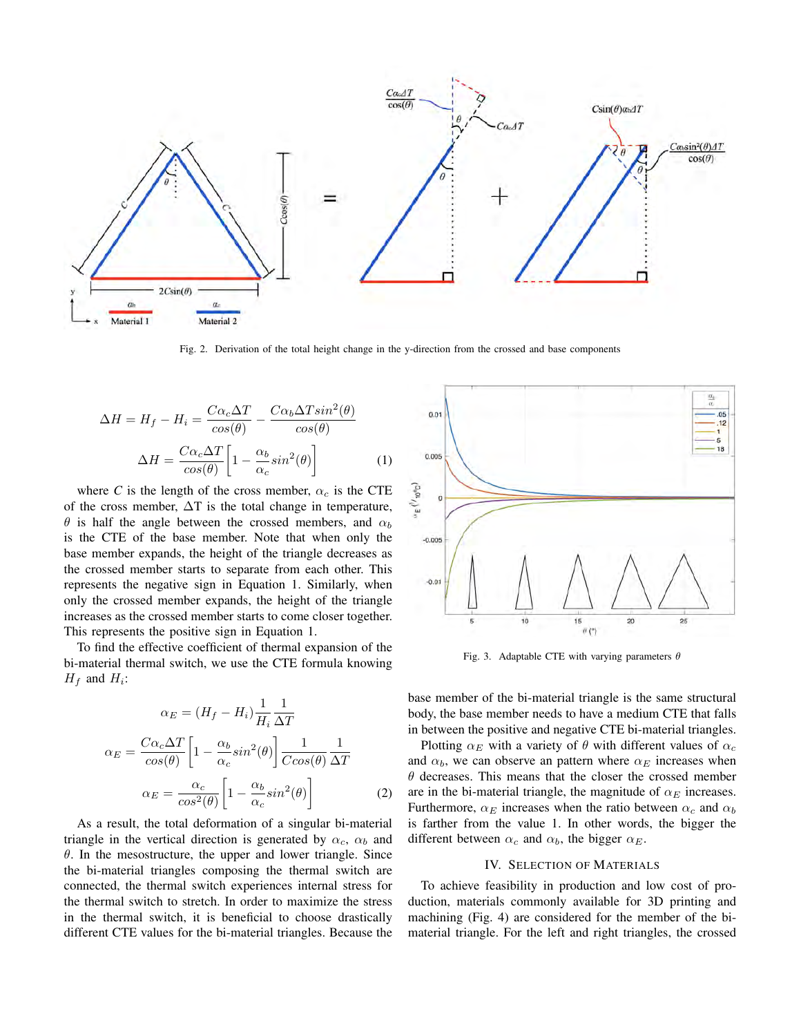Fig. 2. Derivation of the total height change in the y-direction from the crossed and base components

$$\Delta H = H_f - H_i = \frac{C\alpha_c \Delta T}{cos(\theta)} - \frac{C\alpha_b \Delta T sin^2(\theta)}{cos(\theta)}$$

$$\Delta H = \frac{C\alpha_c \Delta T}{cos(\theta)}\left[1 - \frac{\alpha_b}{\alpha_c}sin^2(\theta)\right] \quad (1)$$

where $C$ is the length of the cross member, $\alpha_c$ is the CTE of the cross member, $\Delta$T is the total change in temperature, $\theta$ is half the angle between the crossed members, and $\alpha_b$ is the CTE of the base member. Note that when only the base member expands, the height of the triangle decreases as the crossed member starts to separate from each other. This represents the negative sign in Equation 1. Similarly, when only the crossed member expands, the height of the triangle increases as the crossed member starts to come closer together. This represents the positive sign in Equation 1.

To find the effective coefficient of thermal expansion of the bi-material thermal switch, we use the CTE formula knowing $H_f$ and $H_i$:

$$\alpha_E = (H_f - H_i)\frac{1}{H_i}\frac{1}{\Delta T}$$

$$\alpha_E = \frac{C\alpha_c \Delta T}{cos(\theta)}\left[1 - \frac{\alpha_b}{\alpha_c}sin^2(\theta)\right]\frac{1}{Ccos(\theta)}\frac{1}{\Delta T}$$

$$\alpha_E = \frac{\alpha_c}{cos^2(\theta)}\left[1 - \frac{\alpha_b}{\alpha_c}sin^2(\theta)\right] \quad (2)$$

As a result, the total deformation of a singular bi-material triangle in the vertical direction is generated by $\alpha_c$, $\alpha_b$ and $\theta$. In the mesostructure, the upper and lower triangle. Since the bi-material triangles composing the thermal switch are connected, the thermal switch experiences internal stress for the thermal switch to stretch. In order to maximize the stress in the thermal switch, it is beneficial to choose drastically different CTE values for the bi-material triangles. Because the base member of the bi-material triangle is the same structural body, the base member needs to have a medium CTE that falls in between the positive and negative CTE bi-material triangles.

Fig. 3. Adaptable CTE with varying parameters $\theta$

Plotting $\alpha_E$ with a variety of $\theta$ with different values of $\alpha_c$ and $\alpha_b$, we can observe an pattern where $\alpha_E$ increases when $\theta$ decreases. This means that the closer the crossed member are in the bi-material triangle, the magnitude of $\alpha_E$ increases. Furthermore, $\alpha_E$ increases when the ratio between $\alpha_c$ and $\alpha_b$ is farther from the value 1. In other words, the bigger the different between $\alpha_c$ and $\alpha_b$, the bigger $\alpha_E$.

## IV. Selection of Materials

To achieve feasibility in production and low cost of production, materials commonly available for 3D printing and machining (Fig. 4) are considered for the member of the bi-material triangle. For the left and right triangles, the crossed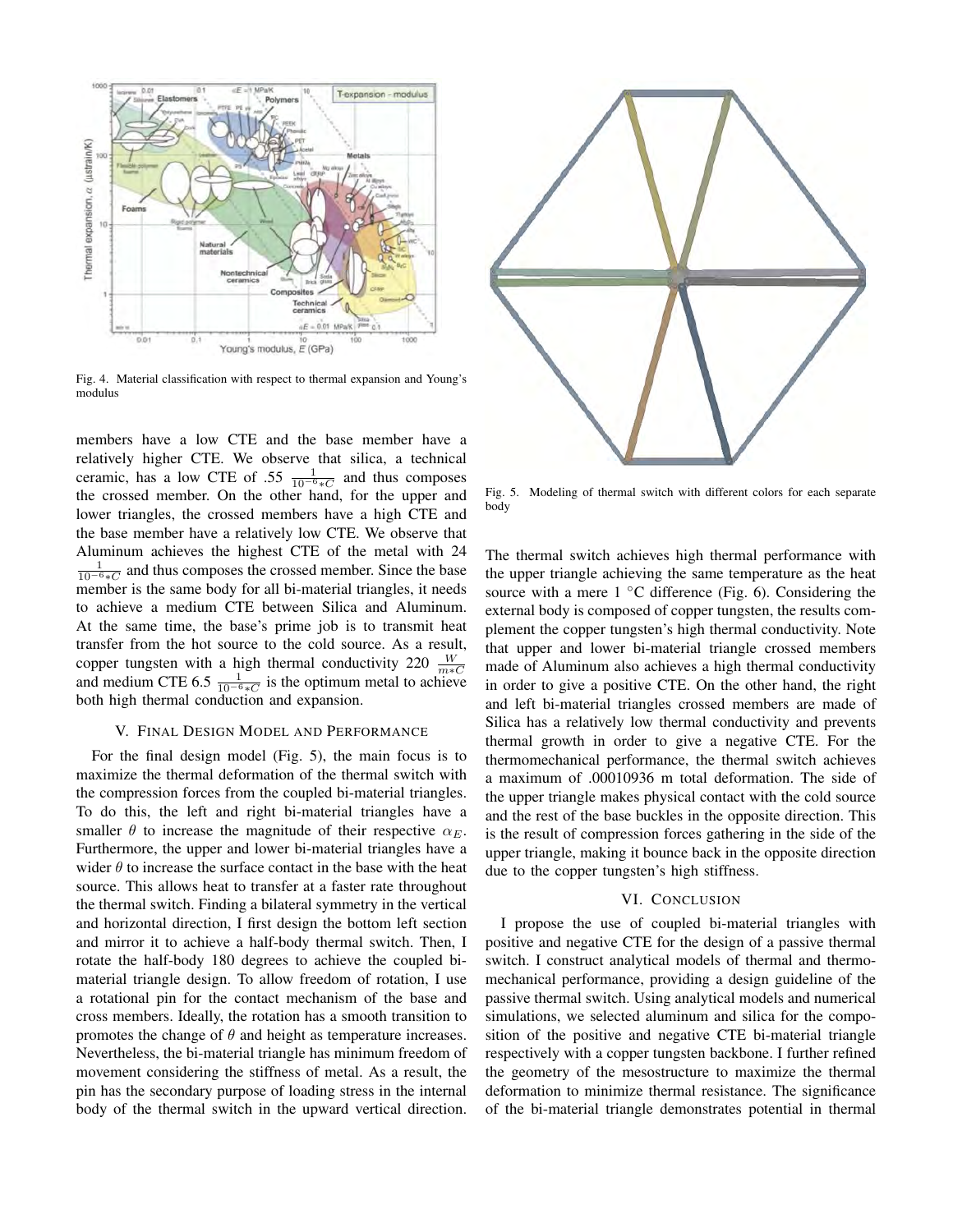Fig. 4. Material classification with respect to thermal expansion and Young's modulus

members have a low CTE and the base member have a relatively higher CTE. We observe that silica, a technical ceramic, has a low CTE of .55 $\frac{1}{10^{-6}*C}$ and thus composes the crossed member. On the other hand, for the upper and lower triangles, the crossed members have a high CTE and the base member have a relatively low CTE. We observe that Aluminum achieves the highest CTE of the metal with 24 $\frac{1}{10^{-6}*C}$ and thus composes the crossed member. Since the base member is the same body for all bi-material triangles, it needs to achieve a medium CTE between Silica and Aluminum. At the same time, the base's prime job is to transmit heat transfer from the hot source to the cold source. As a result, copper tungsten with a high thermal conductivity 220 $\frac{W}{m*C}$ and medium CTE 6.5 $\frac{1}{10^{-6}*C}$ is the optimum metal to achieve both high thermal conduction and expansion.

## V. Final Design Model and Performance

For the final design model (Fig. 5), the main focus is to maximize the thermal deformation of the thermal switch with the compression forces from the coupled bi-material triangles. To do this, the left and right bi-material triangles have a smaller $\theta$ to increase the magnitude of their respective $\alpha_E$. Furthermore, the upper and lower bi-material triangles have a wider $\theta$ to increase the surface contact in the base with the heat source. This allows heat to transfer at a faster rate throughout the thermal switch. Finding a bilateral symmetry in the vertical and horizontal direction, I first design the bottom left section and mirror it to achieve a half-body thermal switch. Then, I rotate the half-body 180 degrees to achieve the coupled bi-material triangle design. To allow freedom of rotation, I use a rotational pin for the contact mechanism of the base and cross members. Ideally, the rotation has a smooth transition to promotes the change of $\theta$ and height as temperature increases. Nevertheless, the bi-material triangle has minimum freedom of movement considering the stiffness of metal. As a result, the pin has the secondary purpose of loading stress in the internal body of the thermal switch in the upward vertical direction.

Fig. 5. Modeling of thermal switch with different colors for each separate body

The thermal switch achieves high thermal performance with the upper triangle achieving the same temperature as the heat source with a mere 1 °C difference (Fig. 6). Considering the external body is composed of copper tungsten, the results complement the copper tungsten's high thermal conductivity. Note that upper and lower bi-material triangle crossed members made of Aluminum also achieves a high thermal conductivity in order to give a positive CTE. On the other hand, the right and left bi-material triangles crossed members are made of Silica has a relatively low thermal conductivity and prevents thermal growth in order to give a negative CTE. For the thermomechanical performance, the thermal switch achieves a maximum of .00010936 m total deformation. The side of the upper triangle makes physical contact with the cold source and the rest of the base buckles in the opposite direction. This is the result of compression forces gathering in the side of the upper triangle, making it bounce back in the opposite direction due to the copper tungsten's high stiffness.

## VI. Conclusion

I propose the use of coupled bi-material triangles with positive and negative CTE for the design of a passive thermal switch. I construct analytical models of thermal and thermo-mechanical performance, providing a design guideline of the passive thermal switch. Using analytical models and numerical simulations, we selected aluminum and silica for the composition of the positive and negative CTE bi-material triangle respectively with a copper tungsten backbone. I further refined the geometry of the mesostructure to maximize the thermal deformation to minimize thermal resistance. The significance of the bi-material triangle demonstrates potential in thermal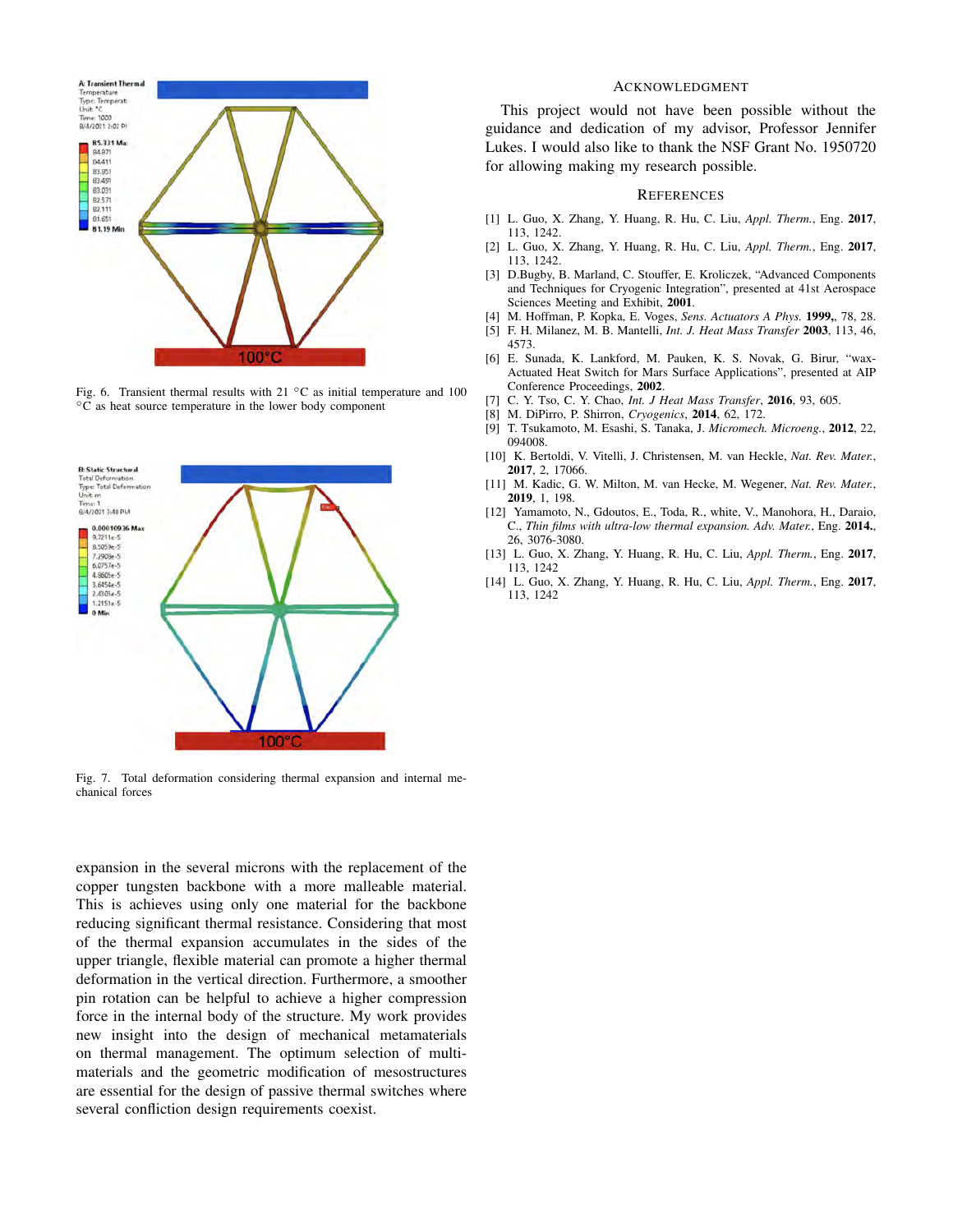A: Transient Thermal
Temperature
Type: Temperature
Unit: °C
Time: 1000
8/4/2021 2:02 PM

85.331 Max
84.871
84.411
83.951
83.491
83.031
82.571
82.111
81.651
81.19 Min

100°C

Fig. 6. Transient thermal results with 21 °C as initial temperature and 100 °C as heat source temperature in the lower body component

B: Static Structural
Total Deformation
Type: Total Deformation
Unit: m
Time: 1
8/4/2021 3:48 PM

0.00010936 Max
9.7211e-5
8.5059e-5
7.2908e-5
6.0757e-5
4.8605e-5
3.6454e-5
2.4303e-5
1.2151e-5
0 Min

100°C

Fig. 7. Total deformation considering thermal expansion and internal mechanical forces

expansion in the several microns with the replacement of the copper tungsten backbone with a more malleable material. This is achieves using only one material for the backbone reducing significant thermal resistance. Considering that most of the thermal expansion accumulates in the sides of the upper triangle, flexible material can promote a higher thermal deformation in the vertical direction. Furthermore, a smoother pin rotation can be helpful to achieve a higher compression force in the internal body of the structure. My work provides new insight into the design of mechanical metamaterials on thermal management. The optimum selection of multi-materials and the geometric modification of mesostructures are essential for the design of passive thermal switches where several confliction design requirements coexist.

## Acknowledgment

This project would not have been possible without the guidance and dedication of my advisor, Professor Jennifer Lukes. I would also like to thank the NSF Grant No. 1950720 for allowing making my research possible.

## References

[1] L. Guo, X. Zhang, Y. Huang, R. Hu, C. Liu, *Appl. Therm.*, Eng. **2017**, 113, 1242.

[2] L. Guo, X. Zhang, Y. Huang, R. Hu, C. Liu, *Appl. Therm.*, Eng. **2017**, 113, 1242.

[3] D.Bugby, B. Marland, C. Stouffer, E. Kroliczek, "Advanced Components and Techniques for Cryogenic Integration", presented at 41st Aerospace Sciences Meeting and Exhibit, **2001**.

[4] M. Hoffman, P. Kopka, E. Voges, *Sens. Actuators A Phys.* **1999**,, 78, 28.

[5] F. H. Milanez, M. B. Mantelli, *Int. J. Heat Mass Transfer* **2003**, 113, 46, 4573.

[6] E. Sunada, K. Lankford, M. Pauken, K. S. Novak, G. Birur, "wax-Actuated Heat Switch for Mars Surface Applications", presented at AIP Conference Proceedings, **2002**.

[7] C. Y. Tso, C. Y. Chao, *Int. J Heat Mass Transfer*, **2016**, 93, 605.

[8] M. DiPirro, P. Shirron, *Cryogenics*, **2014**, 62, 172.

[9] T. Tsukamoto, M. Esashi, S. Tanaka, J. *Micromech. Microeng.*, **2012**, 22, 094008.

[10] K. Bertoldi, V. Vitelli, J. Christensen, M. van Heckle, *Nat. Rev. Mater.*, **2017**, 2, 17066.

[11] M. Kadic, G. W. Milton, M. van Hecke, M. Wegener, *Nat. Rev. Mater.*, **2019**, 1, 198.

[12] Yamamoto, N., Gdoutos, E., Toda, R., white, V., Manohora, H., Daraio, C., *Thin films with ultra-low thermal expansion. Adv. Mater.*, Eng. **2014.**, 26, 3076-3080.

[13] L. Guo, X. Zhang, Y. Huang, R. Hu, C. Liu, *Appl. Therm.*, Eng. **2017**, 113, 1242

[14] L. Guo, X. Zhang, Y. Huang, R. Hu, C. Liu, *Appl. Therm.*, Eng. **2017**, 113, 1242